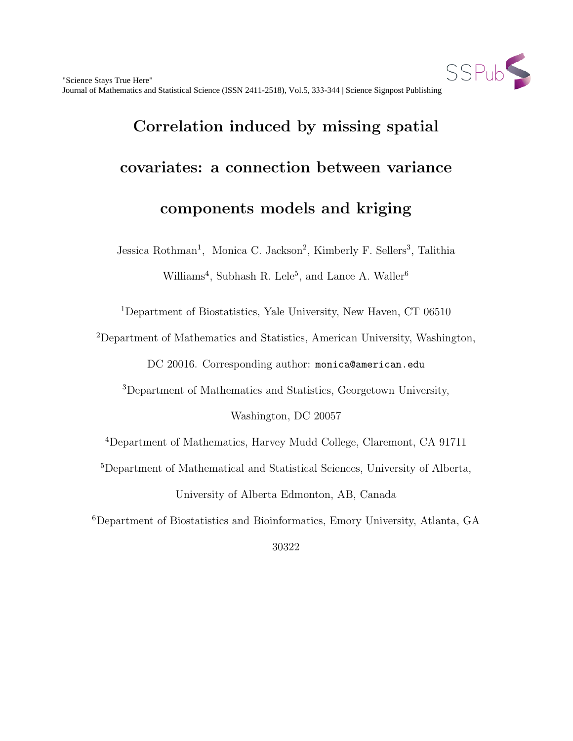# Correlation induced by missing spatial covariates: a connection between variance components models and kriging

Jessica Rothman[1], Monica C. Jackson[2], Kimberly F. Sellers[3], Talithia Williams[4], Subhash R. Lele[5], and Lance A. Waller[6]

[1]Department of Biostatistics, Yale University, New Haven, CT 06510

[2]Department of Mathematics and Statistics, American University, Washington, DC 20016. Corresponding author: monica@american.edu

[3]Department of Mathematics and Statistics, Georgetown University, Washington, DC 20057

[4]Department of Mathematics, Harvey Mudd College, Claremont, CA 91711

[5]Department of Mathematical and Statistical Sciences, University of Alberta, University of Alberta Edmonton, AB, Canada

[6]Department of Biostatistics and Bioinformatics, Emory University, Atlanta, GA 30322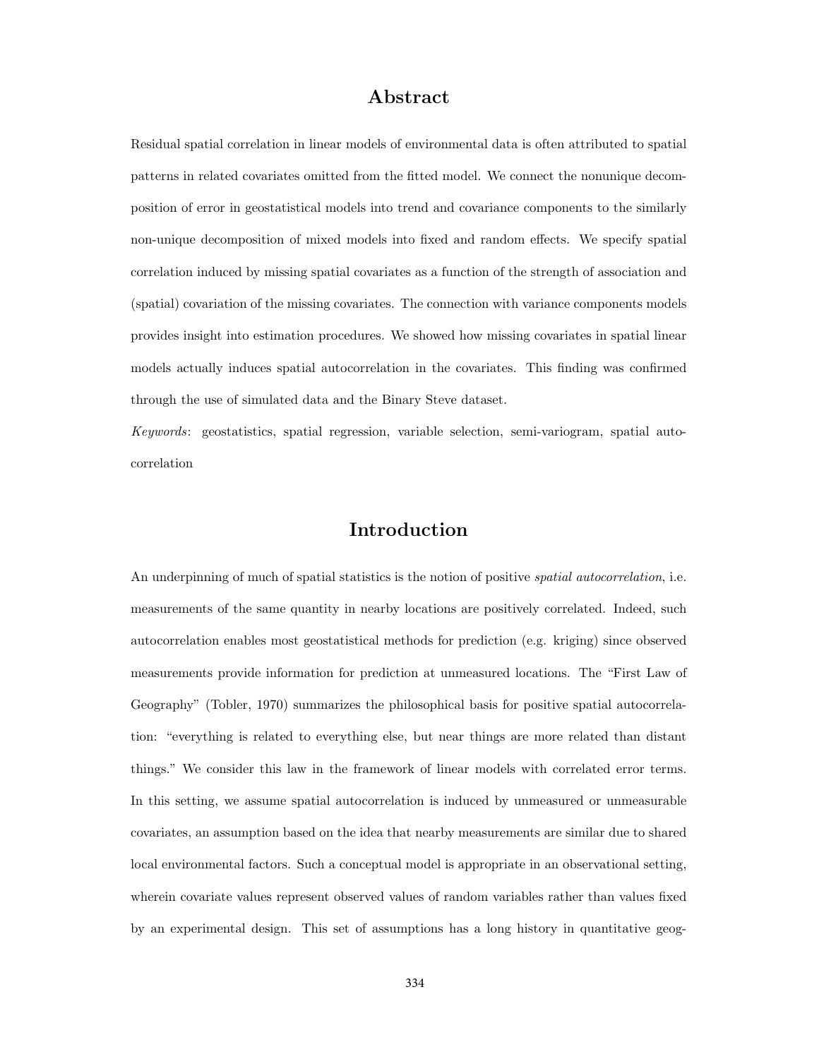# Abstract

Residual spatial correlation in linear models of environmental data is often attributed to spatial patterns in related covariates omitted from the fitted model. We connect the nonunique decomposition of error in geostatistical models into trend and covariance components to the similarly non-unique decomposition of mixed models into fixed and random effects. We specify spatial correlation induced by missing spatial covariates as a function of the strength of association and (spatial) covariation of the missing covariates. The connection with variance components models provides insight into estimation procedures. We showed how missing covariates in spatial linear models actually induces spatial autocorrelation in the covariates. This finding was confirmed through the use of simulated data and the Binary Steve dataset.

*Keywords*: geostatistics, spatial regression, variable selection, semi-variogram, spatial autocorrelation

# Introduction

An underpinning of much of spatial statistics is the notion of positive *spatial autocorrelation*, i.e. measurements of the same quantity in nearby locations are positively correlated. Indeed, such autocorrelation enables most geostatistical methods for prediction (e.g. kriging) since observed measurements provide information for prediction at unmeasured locations. The "First Law of Geography" (Tobler, 1970) summarizes the philosophical basis for positive spatial autocorrelation: "everything is related to everything else, but near things are more related than distant things." We consider this law in the framework of linear models with correlated error terms. In this setting, we assume spatial autocorrelation is induced by unmeasured or unmeasurable covariates, an assumption based on the idea that nearby measurements are similar due to shared local environmental factors. Such a conceptual model is appropriate in an observational setting, wherein covariate values represent observed values of random variables rather than values fixed by an experimental design. This set of assumptions has a long history in quantitative geog-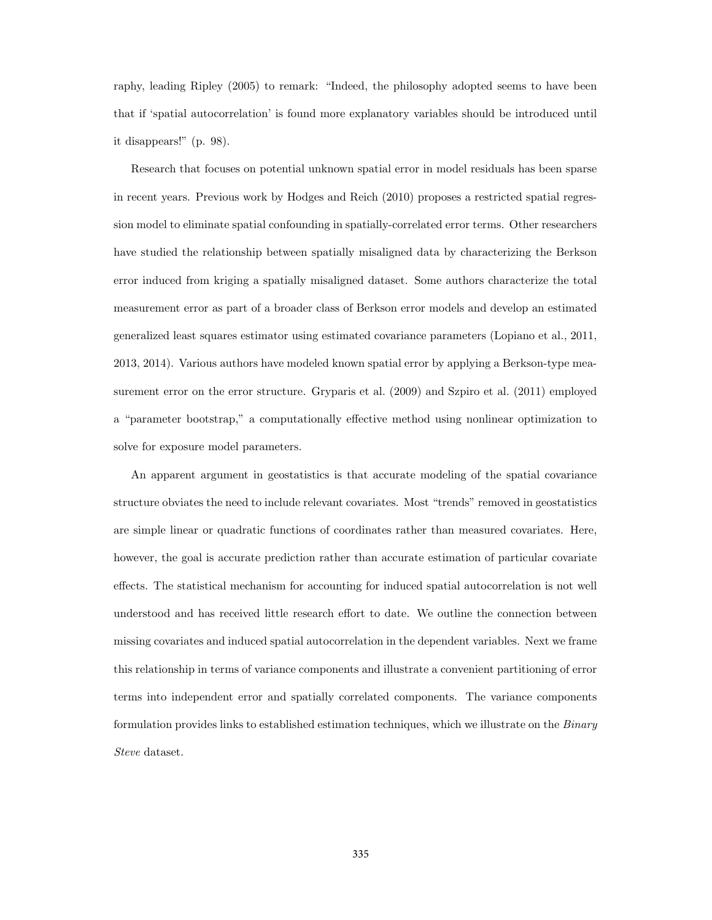raphy, leading Ripley (2005) to remark: "Indeed, the philosophy adopted seems to have been that if 'spatial autocorrelation' is found more explanatory variables should be introduced until it disappears!" (p. 98).

Research that focuses on potential unknown spatial error in model residuals has been sparse in recent years. Previous work by Hodges and Reich (2010) proposes a restricted spatial regression model to eliminate spatial confounding in spatially-correlated error terms. Other researchers have studied the relationship between spatially misaligned data by characterizing the Berkson error induced from kriging a spatially misaligned dataset. Some authors characterize the total measurement error as part of a broader class of Berkson error models and develop an estimated generalized least squares estimator using estimated covariance parameters (Lopiano et al., 2011, 2013, 2014). Various authors have modeled known spatial error by applying a Berkson-type measurement error on the error structure. Gryparis et al. (2009) and Szpiro et al. (2011) employed a "parameter bootstrap," a computationally effective method using nonlinear optimization to solve for exposure model parameters.

An apparent argument in geostatistics is that accurate modeling of the spatial covariance structure obviates the need to include relevant covariates. Most "trends" removed in geostatistics are simple linear or quadratic functions of coordinates rather than measured covariates. Here, however, the goal is accurate prediction rather than accurate estimation of particular covariate effects. The statistical mechanism for accounting for induced spatial autocorrelation is not well understood and has received little research effort to date. We outline the connection between missing covariates and induced spatial autocorrelation in the dependent variables. Next we frame this relationship in terms of variance components and illustrate a convenient partitioning of error terms into independent error and spatially correlated components. The variance components formulation provides links to established estimation techniques, which we illustrate on the *Binary Steve* dataset.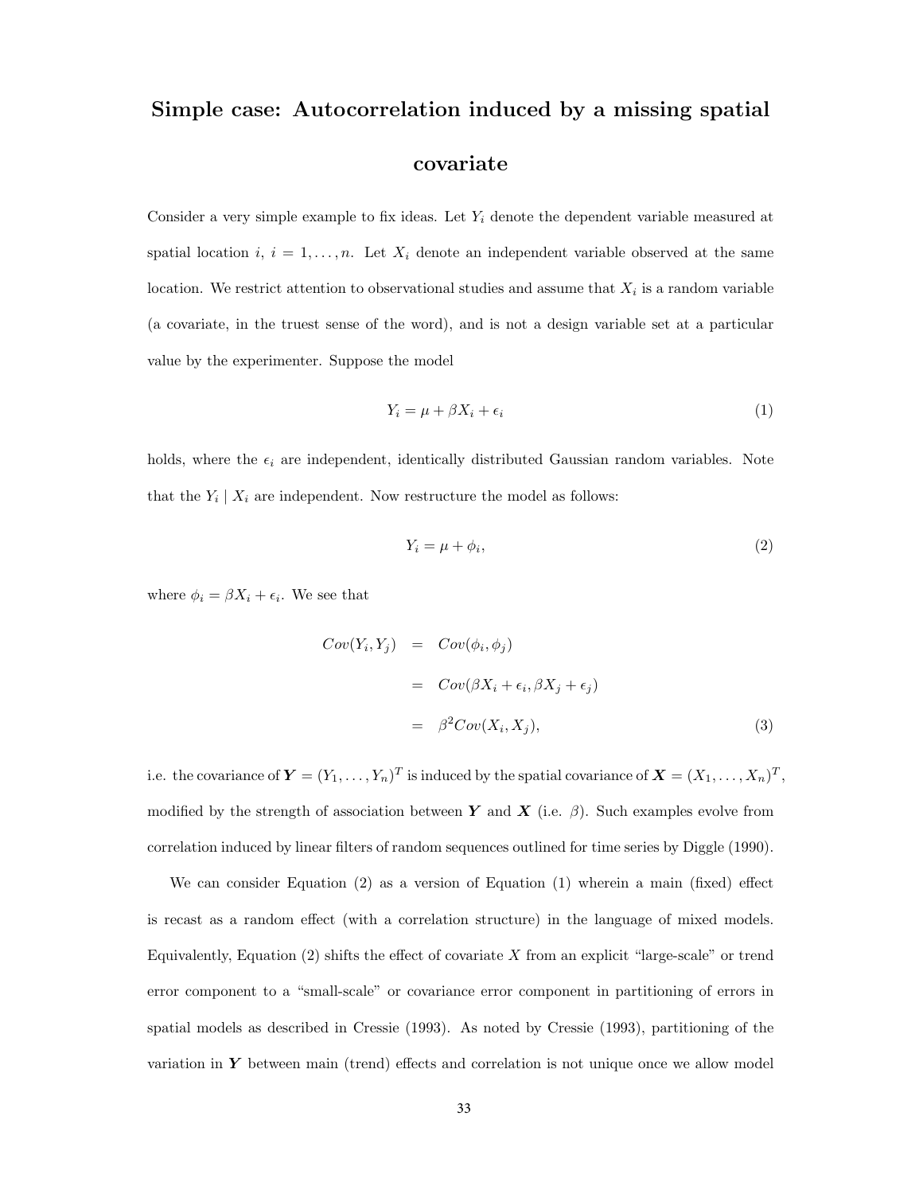# Simple case: Autocorrelation induced by a missing spatial covariate

Consider a very simple example to fix ideas. Let $Y_i$ denote the dependent variable measured at spatial location $i$, $i = 1, \ldots, n$. Let $X_i$ denote an independent variable observed at the same location. We restrict attention to observational studies and assume that $X_i$ is a random variable (a covariate, in the truest sense of the word), and is not a design variable set at a particular value by the experimenter. Suppose the model

$$Y_i = \mu + \beta X_i + \epsilon_i \tag{1}$$

holds, where the $\epsilon_i$ are independent, identically distributed Gaussian random variables. Note that the $Y_i \mid X_i$ are independent. Now restructure the model as follows:

$$Y_i = \mu + \phi_i, \tag{2}$$

where $\phi_i = \beta X_i + \epsilon_i$. We see that

$$\begin{aligned} Cov(Y_i, Y_j) &= Cov(\phi_i, \phi_j) \\ &= Cov(\beta X_i + \epsilon_i, \beta X_j + \epsilon_j) \\ &= \beta^2 Cov(X_i, X_j), \end{aligned} \tag{3}$$

i.e. the covariance of $\boldsymbol{Y} = (Y_1, \ldots, Y_n)^T$ is induced by the spatial covariance of $\boldsymbol{X} = (X_1, \ldots, X_n)^T$, modified by the strength of association between $\boldsymbol{Y}$ and $\boldsymbol{X}$ (i.e. $\beta$). Such examples evolve from correlation induced by linear filters of random sequences outlined for time series by Diggle (1990).

We can consider Equation (2) as a version of Equation (1) wherein a main (fixed) effect is recast as a random effect (with a correlation structure) in the language of mixed models. Equivalently, Equation (2) shifts the effect of covariate $X$ from an explicit "large-scale" or trend error component to a "small-scale" or covariance error component in partitioning of errors in spatial models as described in Cressie (1993). As noted by Cressie (1993), partitioning of the variation in $\boldsymbol{Y}$ between main (trend) effects and correlation is not unique once we allow model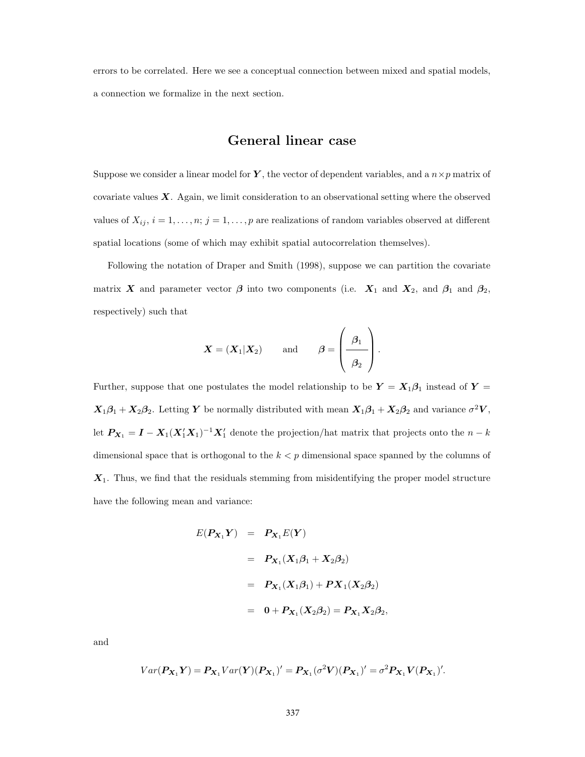errors to be correlated. Here we see a conceptual connection between mixed and spatial models, a connection we formalize in the next section.

## General linear case

Suppose we consider a linear model for $\boldsymbol{Y}$, the vector of dependent variables, and a $n \times p$ matrix of covariate values $\boldsymbol{X}$. Again, we limit consideration to an observational setting where the observed values of $X_{ij}$, $i = 1, \ldots, n$; $j = 1, \ldots, p$ are realizations of random variables observed at different spatial locations (some of which may exhibit spatial autocorrelation themselves).

Following the notation of Draper and Smith (1998), suppose we can partition the covariate matrix $\boldsymbol{X}$ and parameter vector $\boldsymbol{\beta}$ into two components (i.e. $\boldsymbol{X}_1$ and $\boldsymbol{X}_2$, and $\boldsymbol{\beta}_1$ and $\boldsymbol{\beta}_2$, respectively) such that

$$\boldsymbol{X} = (\boldsymbol{X}_1 | \boldsymbol{X}_2) \qquad \text{and} \qquad \boldsymbol{\beta} = \left( \begin{array}{c} \boldsymbol{\beta}_1 \\ \hline \boldsymbol{\beta}_2 \end{array} \right).$$

Further, suppose that one postulates the model relationship to be $\boldsymbol{Y} = \boldsymbol{X}_1\boldsymbol{\beta}_1$ instead of $\boldsymbol{Y} = \boldsymbol{X}_1\boldsymbol{\beta}_1 + \boldsymbol{X}_2\boldsymbol{\beta}_2$. Letting $\boldsymbol{Y}$ be normally distributed with mean $\boldsymbol{X}_1\boldsymbol{\beta}_1 + \boldsymbol{X}_2\boldsymbol{\beta}_2$ and variance $\sigma^2\boldsymbol{V}$, let $\boldsymbol{P}_{\boldsymbol{X}_1} = \boldsymbol{I} - \boldsymbol{X}_1(\boldsymbol{X}_1'\boldsymbol{X}_1)^{-1}\boldsymbol{X}_1'$ denote the projection/hat matrix that projects onto the $n - k$ dimensional space that is orthogonal to the $k < p$ dimensional space spanned by the columns of $\boldsymbol{X}_1$. Thus, we find that the residuals stemming from misidentifying the proper model structure have the following mean and variance:

$$\begin{aligned}
E(\boldsymbol{P}_{\boldsymbol{X}_1}\boldsymbol{Y}) &= \boldsymbol{P}_{\boldsymbol{X}_1}E(\boldsymbol{Y}) \\
&= \boldsymbol{P}_{\boldsymbol{X}_1}(\boldsymbol{X}_1\boldsymbol{\beta}_1 + \boldsymbol{X}_2\boldsymbol{\beta}_2) \\
&= \boldsymbol{P}_{\boldsymbol{X}_1}(\boldsymbol{X}_1\boldsymbol{\beta}_1) + \boldsymbol{P}\boldsymbol{X}_1(\boldsymbol{X}_2\boldsymbol{\beta}_2) \\
&= \boldsymbol{0} + \boldsymbol{P}_{\boldsymbol{X}_1}(\boldsymbol{X}_2\boldsymbol{\beta}_2) = \boldsymbol{P}_{\boldsymbol{X}_1}\boldsymbol{X}_2\boldsymbol{\beta}_2,
\end{aligned}$$

and

$$Var(\boldsymbol{P}_{\boldsymbol{X}_1}\boldsymbol{Y}) = \boldsymbol{P}_{\boldsymbol{X}_1}Var(\boldsymbol{Y})(\boldsymbol{P}_{\boldsymbol{X}_1})' = \boldsymbol{P}_{\boldsymbol{X}_1}(\sigma^2\boldsymbol{V})(\boldsymbol{P}_{\boldsymbol{X}_1})' = \sigma^2\boldsymbol{P}_{\boldsymbol{X}_1}\boldsymbol{V}(\boldsymbol{P}_{\boldsymbol{X}_1})'.$$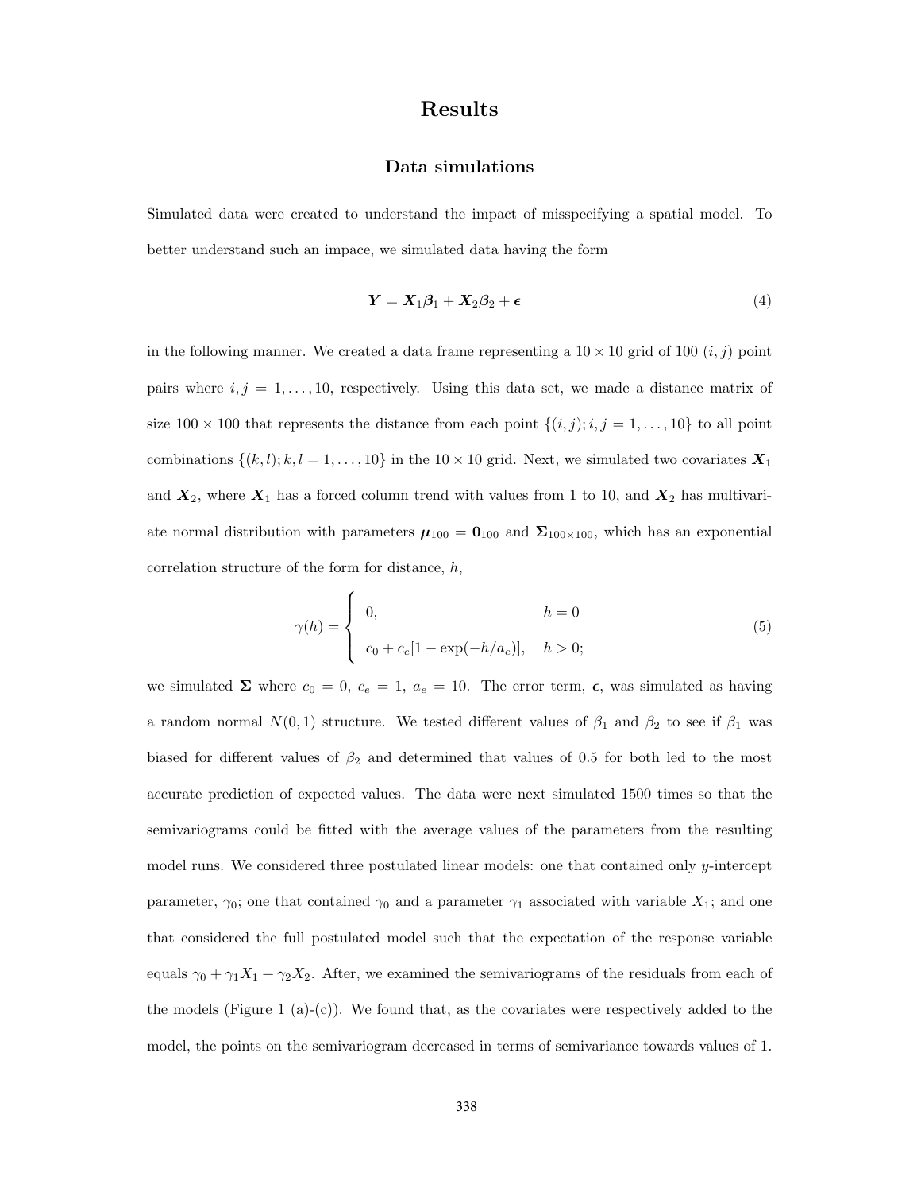# Results

## Data simulations

Simulated data were created to understand the impact of misspecifying a spatial model. To better understand such an impace, we simulated data having the form

$$\boldsymbol{Y} = \boldsymbol{X}_1\boldsymbol{\beta}_1 + \boldsymbol{X}_2\boldsymbol{\beta}_2 + \boldsymbol{\epsilon} \tag{4}$$

in the following manner. We created a data frame representing a $10 \times 10$ grid of 100 $(i, j)$ point pairs where $i, j = 1, \ldots, 10$, respectively. Using this data set, we made a distance matrix of size $100 \times 100$ that represents the distance from each point $\{(i, j); i, j = 1, \ldots, 10\}$ to all point combinations $\{(k, l); k, l = 1, \ldots, 10\}$ in the $10 \times 10$ grid. Next, we simulated two covariates $\boldsymbol{X}_1$ and $\boldsymbol{X}_2$, where $\boldsymbol{X}_1$ has a forced column trend with values from 1 to 10, and $\boldsymbol{X}_2$ has multivariate normal distribution with parameters $\boldsymbol{\mu}_{100} = \boldsymbol{0}_{100}$ and $\boldsymbol{\Sigma}_{100\times100}$, which has an exponential correlation structure of the form for distance, $h$,

$$\gamma(h) = \begin{cases} 0, & h = 0 \\ c_0 + c_e[1 - \exp(-h/a_e)], & h > 0; \end{cases} \tag{5}$$

we simulated $\boldsymbol{\Sigma}$ where $c_0 = 0$, $c_e = 1$, $a_e = 10$. The error term, $\boldsymbol{\epsilon}$, was simulated as having a random normal $N(0, 1)$ structure. We tested different values of $\beta_1$ and $\beta_2$ to see if $\beta_1$ was biased for different values of $\beta_2$ and determined that values of 0.5 for both led to the most accurate prediction of expected values. The data were next simulated 1500 times so that the semivariograms could be fitted with the average values of the parameters from the resulting model runs. We considered three postulated linear models: one that contained only $y$-intercept parameter, $\gamma_0$; one that contained $\gamma_0$ and a parameter $\gamma_1$ associated with variable $X_1$; and one that considered the full postulated model such that the expectation of the response variable equals $\gamma_0 + \gamma_1 X_1 + \gamma_2 X_2$. After, we examined the semivariograms of the residuals from each of the models (Figure 1 (a)-(c)). We found that, as the covariates were respectively added to the model, the points on the semivariogram decreased in terms of semivariance towards values of 1.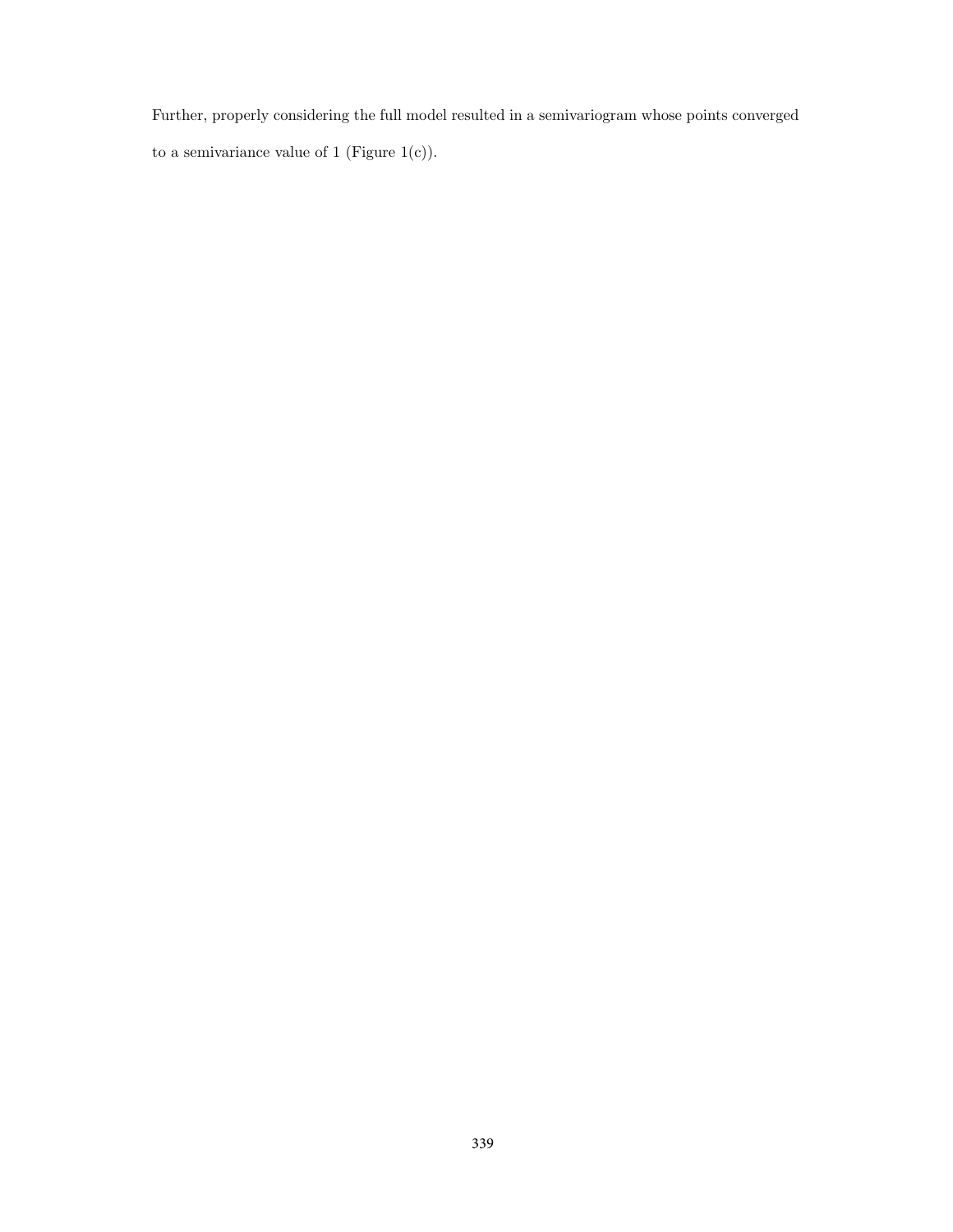Further, properly considering the full model resulted in a semivariogram whose points converged to a semivariance value of 1 (Figure 1(c)).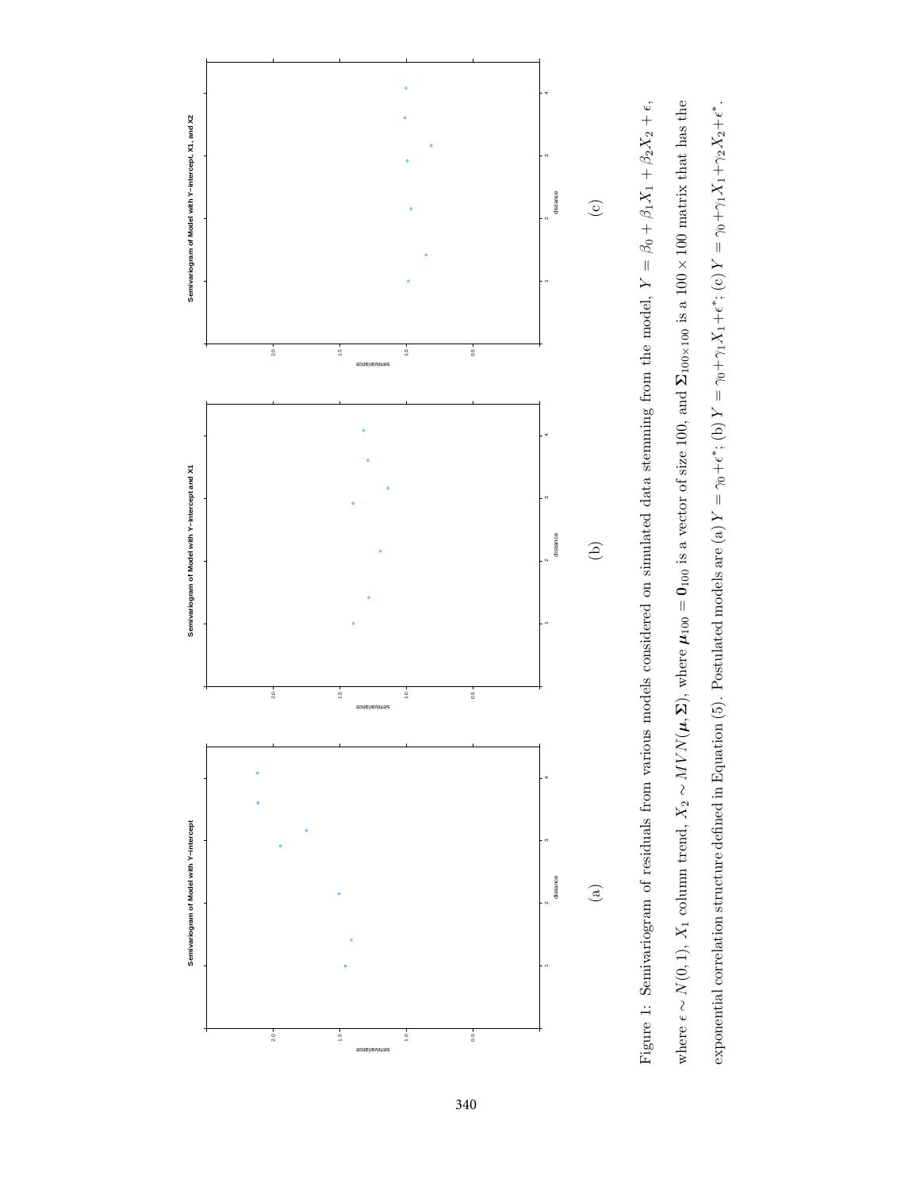Figure 1: Semivariogram of residuals from various models considered on simulated data stemming from the model, $Y = \beta_0 + \beta_1 X_1 + \beta_2 X_2 + \epsilon$, where $\epsilon \sim N(0,1)$, $X_1$ column trend, $X_2 \sim MVN(\boldsymbol{\mu}, \boldsymbol{\Sigma})$, where $\boldsymbol{\mu}_{100} = \mathbf{0}_{100}$ is a vector of size 100, and $\boldsymbol{\Sigma}_{100\times100}$ is a $100 \times 100$ matrix that has the exponential correlation structure defined in Equation (5). Postulated models are (a) $Y = \gamma_0 + \epsilon^*$; (b) $Y = \gamma_0 + \gamma_1 X_1 + \epsilon^*$; (c) $Y = \gamma_0 + \gamma_1 X_1 + \gamma_2 X_2 + \epsilon^*$.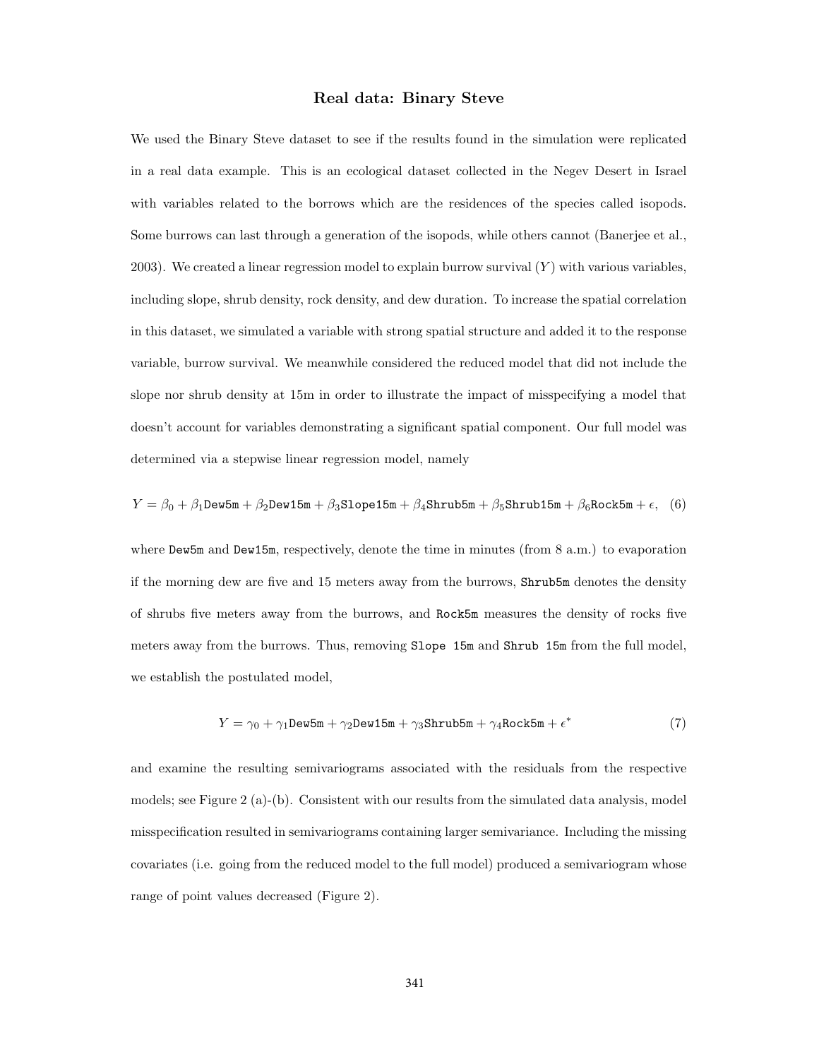## Real data: Binary Steve

We used the Binary Steve dataset to see if the results found in the simulation were replicated in a real data example. This is an ecological dataset collected in the Negev Desert in Israel with variables related to the borrows which are the residences of the species called isopods. Some burrows can last through a generation of the isopods, while others cannot (Banerjee et al., 2003). We created a linear regression model to explain burrow survival ($Y$) with various variables, including slope, shrub density, rock density, and dew duration. To increase the spatial correlation in this dataset, we simulated a variable with strong spatial structure and added it to the response variable, burrow survival. We meanwhile considered the reduced model that did not include the slope nor shrub density at 15m in order to illustrate the impact of misspecifying a model that doesn't account for variables demonstrating a significant spatial component. Our full model was determined via a stepwise linear regression model, namely

$$Y = \beta_0 + \beta_1 \texttt{Dew5m} + \beta_2 \texttt{Dew15m} + \beta_3 \texttt{Slope15m} + \beta_4 \texttt{Shrub5m} + \beta_5 \texttt{Shrub15m} + \beta_6 \texttt{Rock5m} + \epsilon, \quad (6)$$

where `Dew5m` and `Dew15m`, respectively, denote the time in minutes (from 8 a.m.) to evaporation if the morning dew are five and 15 meters away from the burrows, `Shrub5m` denotes the density of shrubs five meters away from the burrows, and `Rock5m` measures the density of rocks five meters away from the burrows. Thus, removing `Slope 15m` and `Shrub 15m` from the full model, we establish the postulated model,

$$Y = \gamma_0 + \gamma_1 \texttt{Dew5m} + \gamma_2 \texttt{Dew15m} + \gamma_3 \texttt{Shrub5m} + \gamma_4 \texttt{Rock5m} + \epsilon^* \quad (7)$$

and examine the resulting semivariograms associated with the residuals from the respective models; see Figure 2 (a)-(b). Consistent with our results from the simulated data analysis, model misspecification resulted in semivariograms containing larger semivariance. Including the missing covariates (i.e. going from the reduced model to the full model) produced a semivariogram whose range of point values decreased (Figure 2).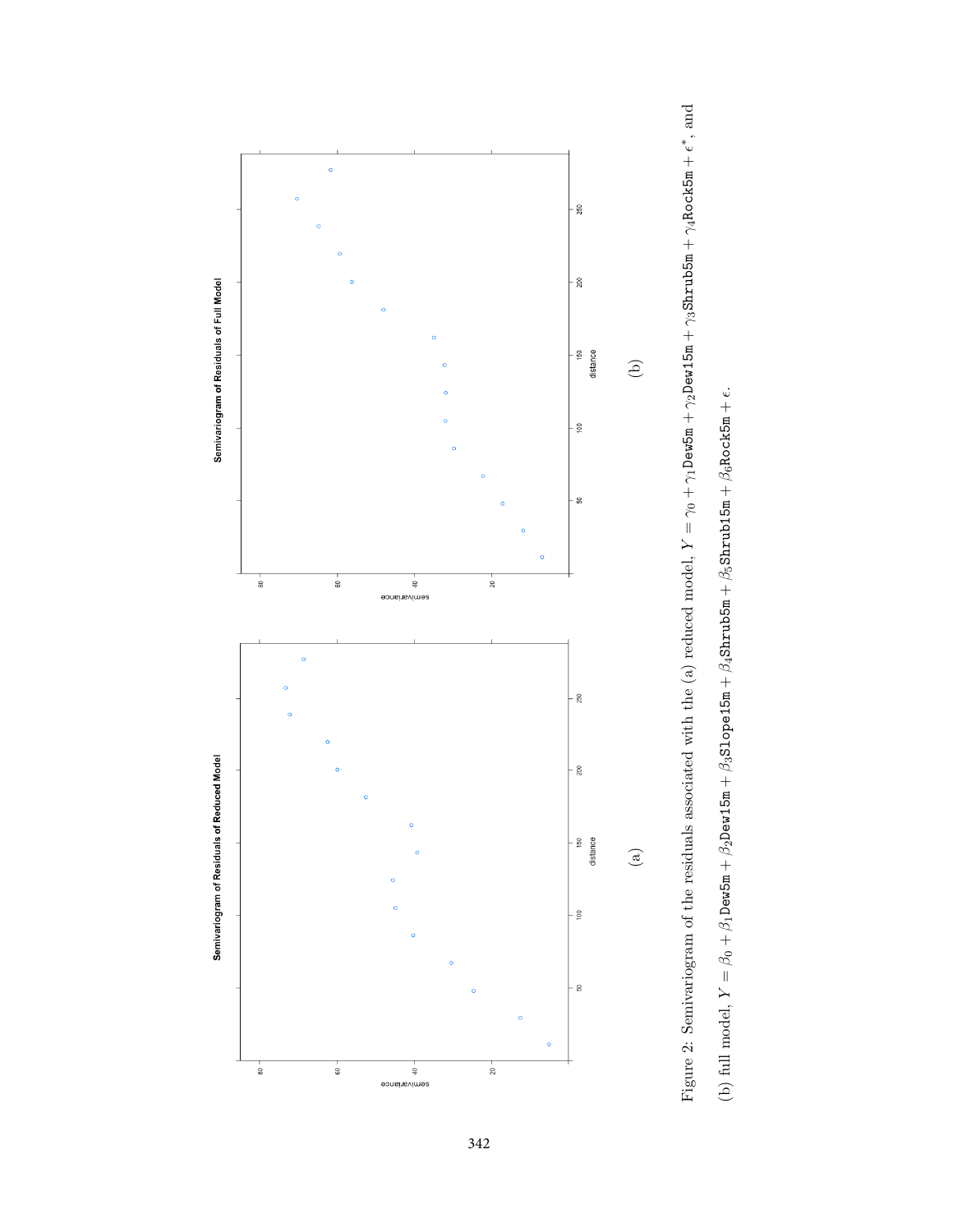Figure 2: Semivariogram of the residuals associated with the (a) reduced model, $Y = \gamma_0 + \gamma_1\texttt{Dew5m} + \gamma_2\texttt{Dew15m} + \gamma_3\texttt{Shrub5m} + \gamma_4\texttt{Rock5m} + \epsilon^*$, and (b) full model, $Y = \beta_0 + \beta_1\texttt{Dew5m} + \beta_2\texttt{Dew15m} + \beta_3\texttt{Slope15m} + \beta_4\texttt{Shrub5m} + \beta_5\texttt{Shrub15m} + \beta_6\texttt{Rock5m} + \epsilon$.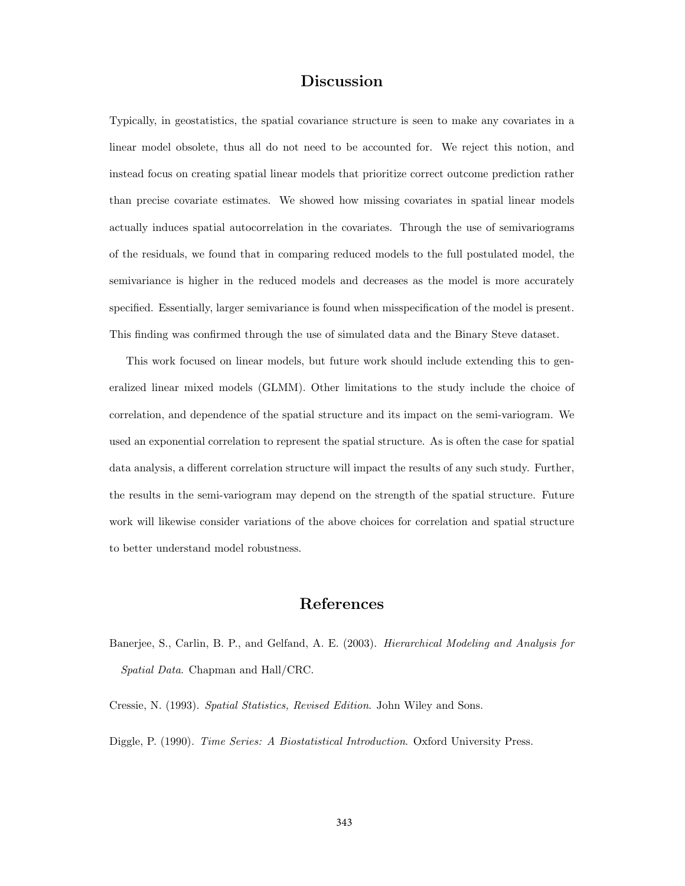# Discussion

Typically, in geostatistics, the spatial covariance structure is seen to make any covariates in a linear model obsolete, thus all do not need to be accounted for. We reject this notion, and instead focus on creating spatial linear models that prioritize correct outcome prediction rather than precise covariate estimates. We showed how missing covariates in spatial linear models actually induces spatial autocorrelation in the covariates. Through the use of semivariograms of the residuals, we found that in comparing reduced models to the full postulated model, the semivariance is higher in the reduced models and decreases as the model is more accurately specified. Essentially, larger semivariance is found when misspecification of the model is present. This finding was confirmed through the use of simulated data and the Binary Steve dataset.

This work focused on linear models, but future work should include extending this to generalized linear mixed models (GLMM). Other limitations to the study include the choice of correlation, and dependence of the spatial structure and its impact on the semi-variogram. We used an exponential correlation to represent the spatial structure. As is often the case for spatial data analysis, a different correlation structure will impact the results of any such study. Further, the results in the semi-variogram may depend on the strength of the spatial structure. Future work will likewise consider variations of the above choices for correlation and spatial structure to better understand model robustness.

# References

Banerjee, S., Carlin, B. P., and Gelfand, A. E. (2003). *Hierarchical Modeling and Analysis for Spatial Data*. Chapman and Hall/CRC.

Cressie, N. (1993). *Spatial Statistics, Revised Edition*. John Wiley and Sons.

Diggle, P. (1990). *Time Series: A Biostatistical Introduction*. Oxford University Press.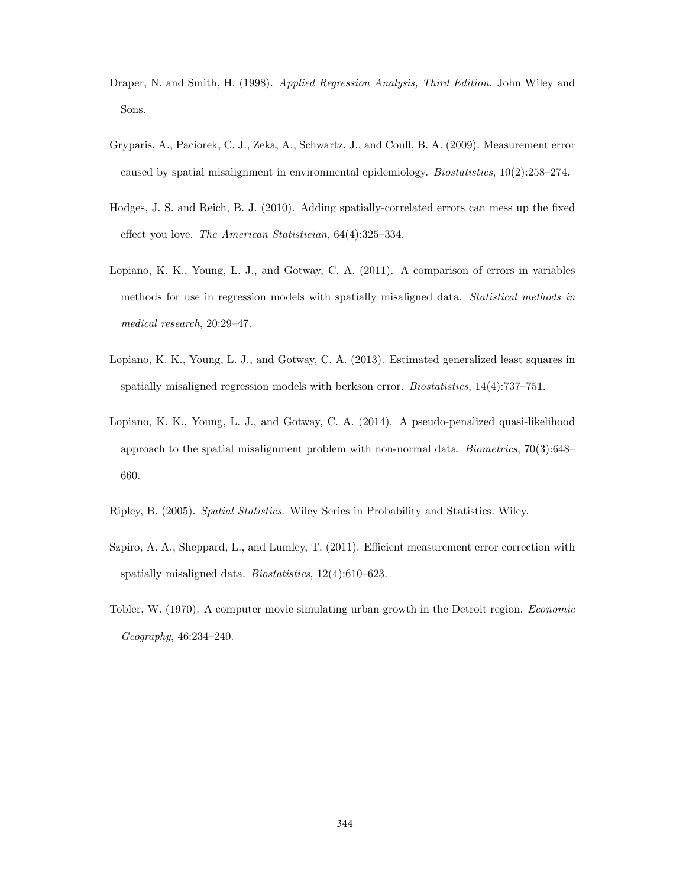Draper, N. and Smith, H. (1998). *Applied Regression Analysis, Third Edition*. John Wiley and Sons.

Gryparis, A., Paciorek, C. J., Zeka, A., Schwartz, J., and Coull, B. A. (2009). Measurement error caused by spatial misalignment in environmental epidemiology. *Biostatistics*, 10(2):258–274.

Hodges, J. S. and Reich, B. J. (2010). Adding spatially-correlated errors can mess up the fixed effect you love. *The American Statistician*, 64(4):325–334.

Lopiano, K. K., Young, L. J., and Gotway, C. A. (2011). A comparison of errors in variables methods for use in regression models with spatially misaligned data. *Statistical methods in medical research*, 20:29–47.

Lopiano, K. K., Young, L. J., and Gotway, C. A. (2013). Estimated generalized least squares in spatially misaligned regression models with berkson error. *Biostatistics*, 14(4):737–751.

Lopiano, K. K., Young, L. J., and Gotway, C. A. (2014). A pseudo-penalized quasi-likelihood approach to the spatial misalignment problem with non-normal data. *Biometrics*, 70(3):648–660.

Ripley, B. (2005). *Spatial Statistics*. Wiley Series in Probability and Statistics. Wiley.

Szpiro, A. A., Sheppard, L., and Lumley, T. (2011). Efficient measurement error correction with spatially misaligned data. *Biostatistics*, 12(4):610–623.

Tobler, W. (1970). A computer movie simulating urban growth in the Detroit region. *Economic Geography*, 46:234–240.